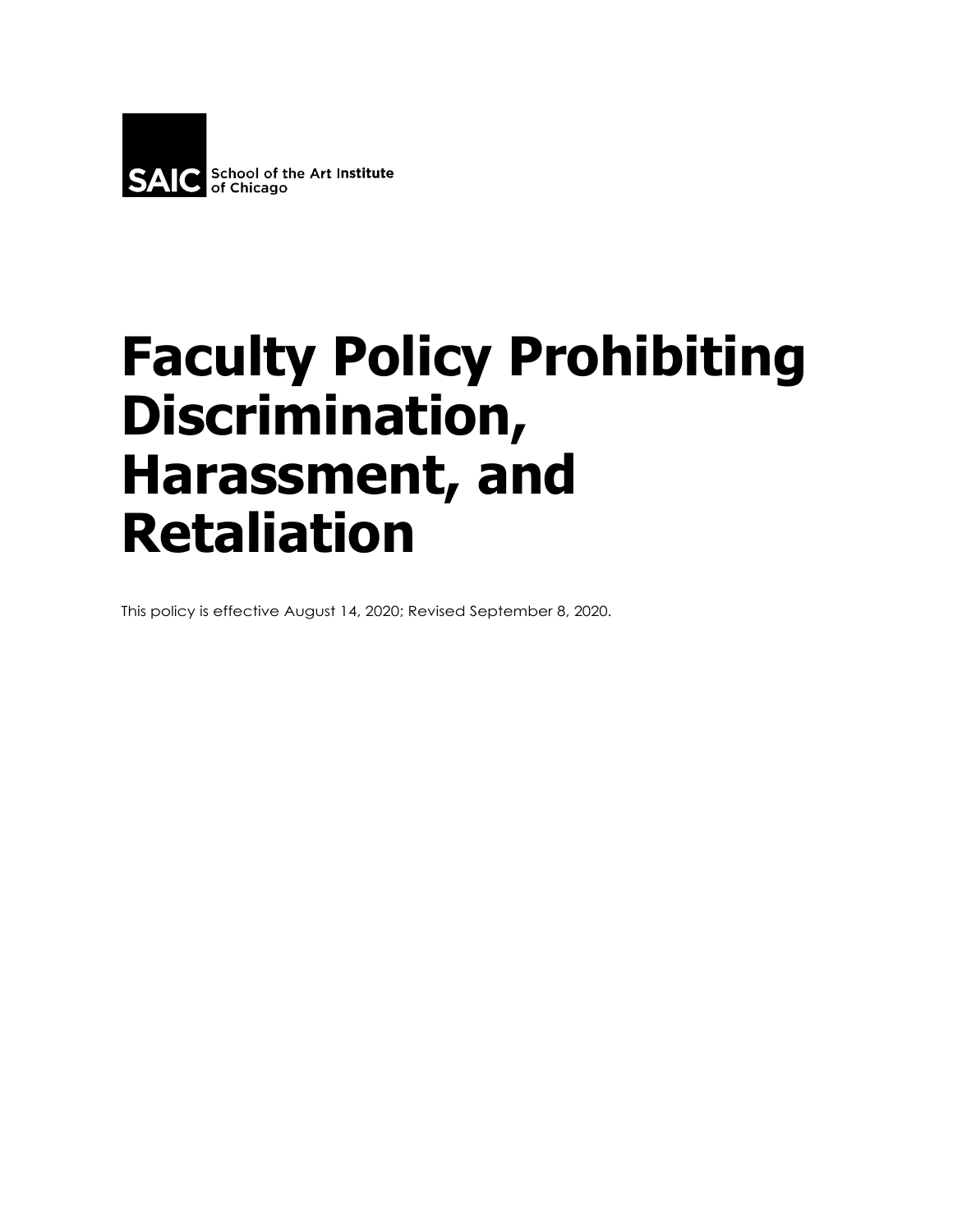SAIC School of the Art Institute of Chicago

# Faculty Policy Prohibiting Discrimination, Harassment, and Retaliation

This policy is effective August 14, 2020; Revised September 8, 2020.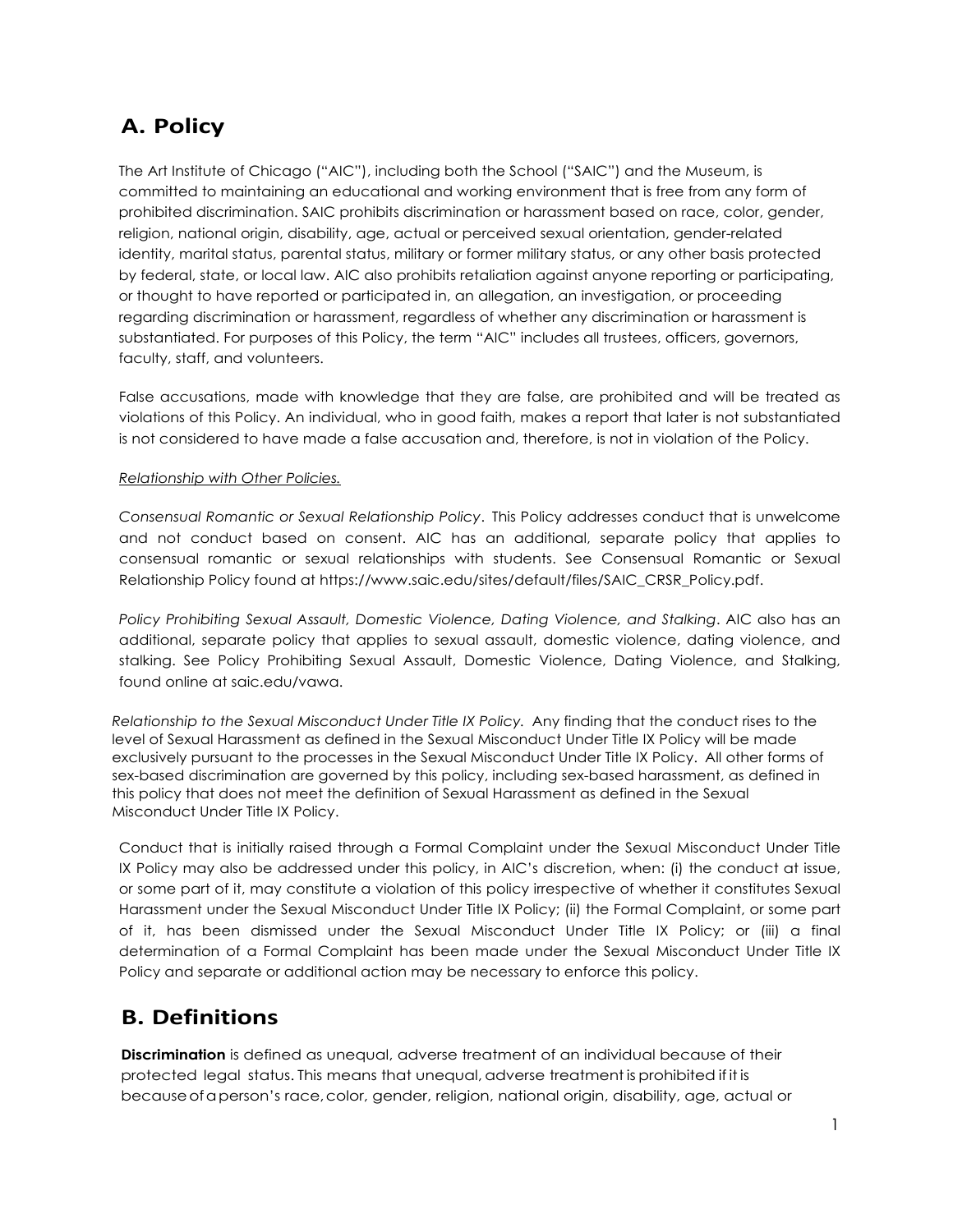## A. Policy

The Art Institute of Chicago ("AIC"), including both the School ("SAIC") and the Museum, is committed to maintaining an educational and working environment that is free from any form of prohibited discrimination. SAIC prohibits discrimination or harassment based on race, color, gender, religion, national origin, disability, age, actual or perceived sexual orientation, gender-related identity, marital status, parental status, military or former military status, or any other basis protected by federal, state, or local law. AIC also prohibits retaliation against anyone reporting or participating, or thought to have reported or participated in, an allegation, an investigation, or proceeding regarding discrimination or harassment, regardless of whether any discrimination or harassment is substantiated. For purposes of this Policy, the term "AIC" includes all trustees, officers, governors, faculty, staff, and volunteers.

False accusations, made with knowledge that they are false, are prohibited and will be treated as violations of this Policy. An individual, who in good faith, makes a report that later is not substantiated is not considered to have made a false accusation and, therefore, is not in violation of the Policy.

*Relationship with Other Policies.*

*Consensual Romantic or Sexual Relationship Policy*. This Policy addresses conduct that is unwelcome and not conduct based on consent. AIC has an additional, separate policy that applies to consensual romantic or sexual relationships with students. See Consensual Romantic or Sexual Relationship Policy found at https://www.saic.edu/sites/default/files/SAIC_CRSR_Policy.pdf.

*Policy Prohibiting Sexual Assault, Domestic Violence, Dating Violence, and Stalking*. AIC also has an additional, separate policy that applies to sexual assault, domestic violence, dating violence, and stalking. See Policy Prohibiting Sexual Assault, Domestic Violence, Dating Violence, and Stalking, found online at saic.edu/vawa.

*Relationship to the Sexual Misconduct Under Title IX Policy.* Any finding that the conduct rises to the level of Sexual Harassment as defined in the Sexual Misconduct Under Title IX Policy will be made exclusively pursuant to the processes in the Sexual Misconduct Under Title IX Policy. All other forms of sex-based discrimination are governed by this policy, including sex-based harassment, as defined in this policy that does not meet the definition of Sexual Harassment as defined in the Sexual Misconduct Under Title IX Policy.

Conduct that is initially raised through a Formal Complaint under the Sexual Misconduct Under Title IX Policy may also be addressed under this policy, in AIC's discretion, when: (i) the conduct at issue, or some part of it, may constitute a violation of this policy irrespective of whether it constitutes Sexual Harassment under the Sexual Misconduct Under Title IX Policy; (ii) the Formal Complaint, or some part of it, has been dismissed under the Sexual Misconduct Under Title IX Policy; or (iii) a final determination of a Formal Complaint has been made under the Sexual Misconduct Under Title IX Policy and separate or additional action may be necessary to enforce this policy.

## B. Definitions

**Discrimination** is defined as unequal, adverse treatment of an individual because of their protected legal status. This means that unequal, adverse treatment is prohibited if it is because of a person's race, color, gender, religion, national origin, disability, age, actual or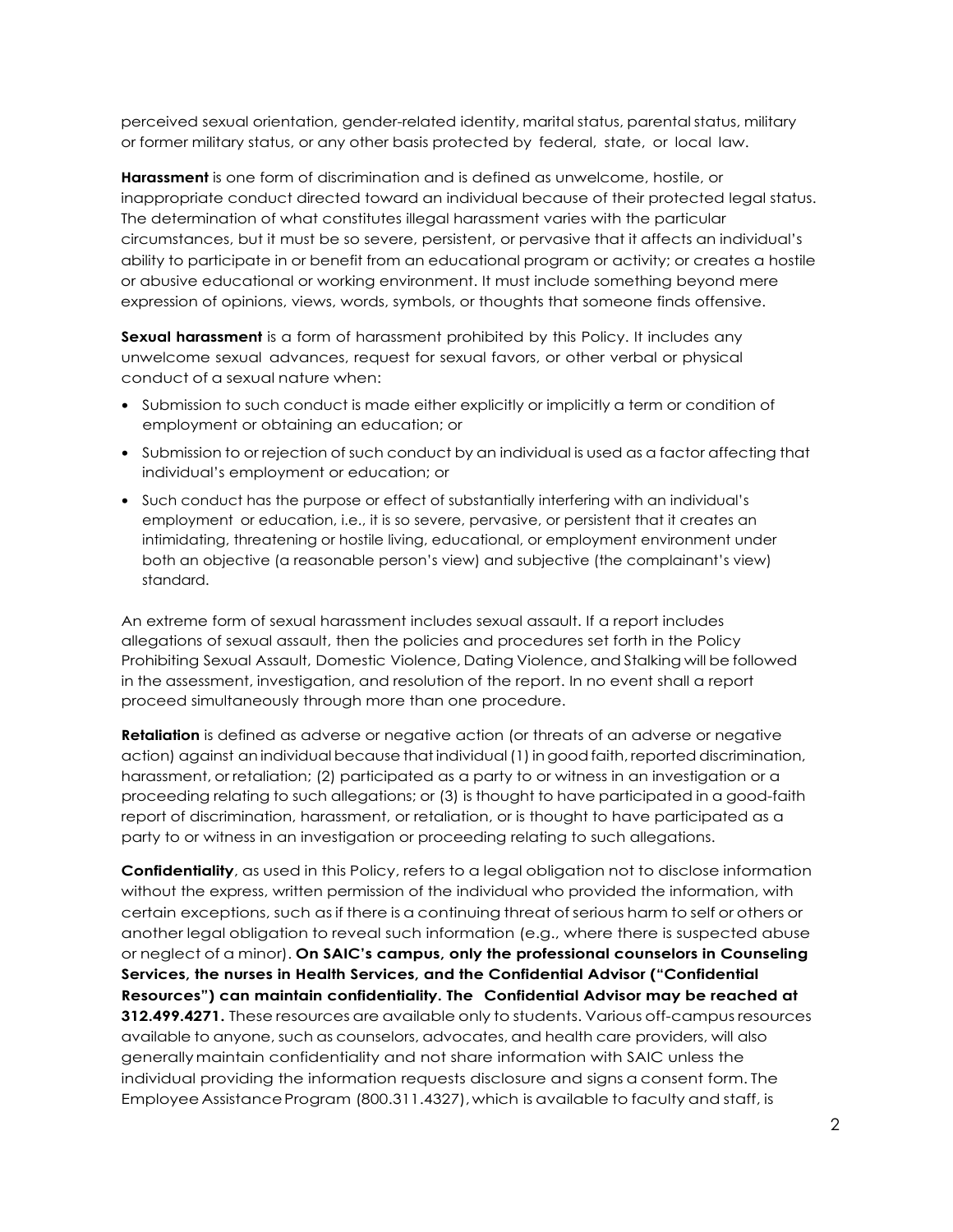perceived sexual orientation, gender-related identity, marital status, parental status, military or former military status, or any other basis protected by federal, state, or local law.

**Harassment** is one form of discrimination and is defined as unwelcome, hostile, or inappropriate conduct directed toward an individual because of their protected legal status. The determination of what constitutes illegal harassment varies with the particular circumstances, but it must be so severe, persistent, or pervasive that it affects an individual's ability to participate in or benefit from an educational program or activity; or creates a hostile or abusive educational or working environment. It must include something beyond mere expression of opinions, views, words, symbols, or thoughts that someone finds offensive.

**Sexual harassment** is a form of harassment prohibited by this Policy. It includes any unwelcome sexual advances, request for sexual favors, or other verbal or physical conduct of a sexual nature when:

- Submission to such conduct is made either explicitly or implicitly a term or condition of employment or obtaining an education; or
- Submission to or rejection of such conduct by an individual is used as a factor affecting that individual's employment or education; or
- Such conduct has the purpose or effect of substantially interfering with an individual's employment or education, i.e., it is so severe, pervasive, or persistent that it creates an intimidating, threatening or hostile living, educational, or employment environment under both an objective (a reasonable person's view) and subjective (the complainant's view) standard.

An extreme form of sexual harassment includes sexual assault. If a report includes allegations of sexual assault, then the policies and procedures set forth in the Policy Prohibiting Sexual Assault, Domestic Violence, Dating Violence, and Stalking will be followed in the assessment, investigation, and resolution of the report. In no event shall a report proceed simultaneously through more than one procedure.

**Retaliation** is defined as adverse or negative action (or threats of an adverse or negative action) against an individual because that individual (1) in good faith, reported discrimination, harassment, or retaliation; (2) participated as a party to or witness in an investigation or a proceeding relating to such allegations; or (3) is thought to have participated in a good-faith report of discrimination, harassment, or retaliation, or is thought to have participated as a party to or witness in an investigation or proceeding relating to such allegations.

**Confidentiality**, as used in this Policy, refers to a legal obligation not to disclose information without the express, written permission of the individual who provided the information, with certain exceptions, such as if there is a continuing threat of serious harm to self or others or another legal obligation to reveal such information (e.g., where there is suspected abuse or neglect of a minor). **On SAIC's campus, only the professional counselors in Counseling Services, the nurses in Health Services, and the Confidential Advisor ("Confidential Resources") can maintain confidentiality. The Confidential Advisor may be reached at 312.499.4271.** These resources are available only to students. Various off-campus resources available to anyone, such as counselors, advocates, and health care providers, will also generally maintain confidentiality and not share information with SAIC unless the individual providing the information requests disclosure and signs a consent form. The Employee Assistance Program (800.311.4327), which is available to faculty and staff, is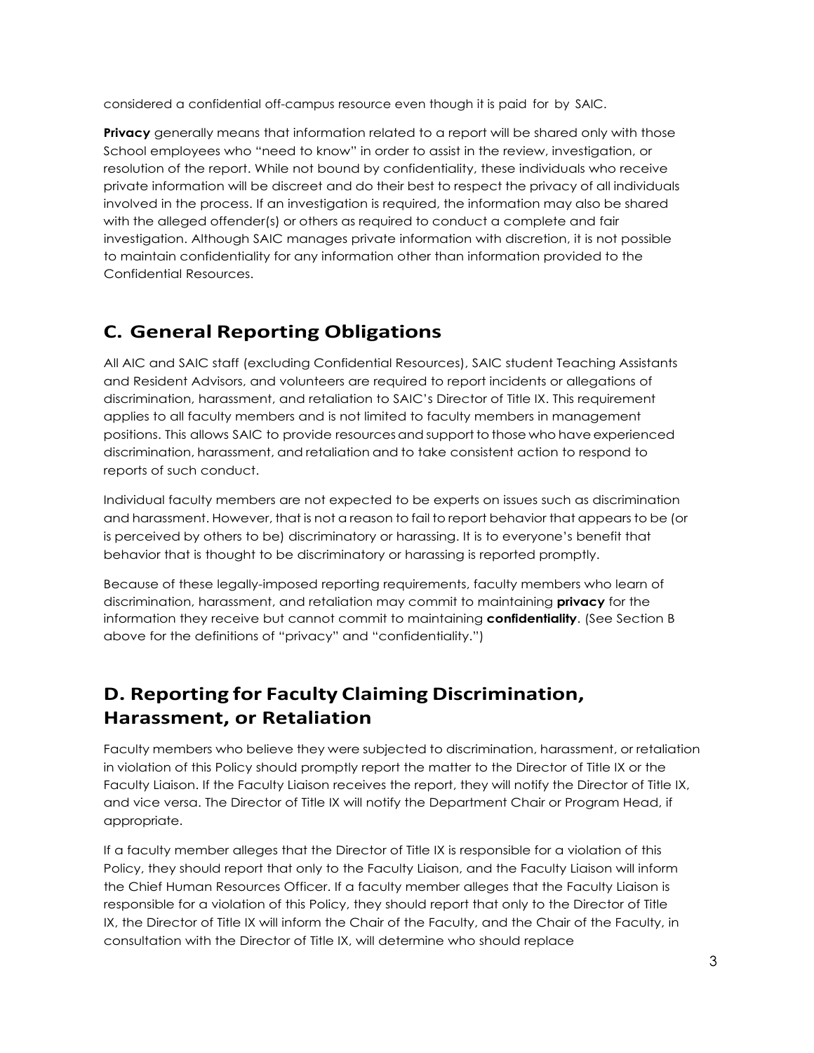considered a confidential off-campus resource even though it is paid for by SAIC.

**Privacy** generally means that information related to a report will be shared only with those School employees who "need to know" in order to assist in the review, investigation, or resolution of the report. While not bound by confidentiality, these individuals who receive private information will be discreet and do their best to respect the privacy of all individuals involved in the process. If an investigation is required, the information may also be shared with the alleged offender(s) or others as required to conduct a complete and fair investigation. Although SAIC manages private information with discretion, it is not possible to maintain confidentiality for any information other than information provided to the Confidential Resources.

## C. General Reporting Obligations

All AIC and SAIC staff (excluding Confidential Resources), SAIC student Teaching Assistants and Resident Advisors, and volunteers are required to report incidents or allegations of discrimination, harassment, and retaliation to SAIC's Director of Title IX. This requirement applies to all faculty members and is not limited to faculty members in management positions. This allows SAIC to provide resources and support to those who have experienced discrimination, harassment, and retaliation and to take consistent action to respond to reports of such conduct.

Individual faculty members are not expected to be experts on issues such as discrimination and harassment. However, that is not a reason to fail to report behavior that appears to be (or is perceived by others to be) discriminatory or harassing. It is to everyone's benefit that behavior that is thought to be discriminatory or harassing is reported promptly.

Because of these legally-imposed reporting requirements, faculty members who learn of discrimination, harassment, and retaliation may commit to maintaining **privacy** for the information they receive but cannot commit to maintaining **confidentiality**. (See Section B above for the definitions of "privacy" and "confidentiality.")

## D. Reporting for Faculty Claiming Discrimination, Harassment, or Retaliation

Faculty members who believe they were subjected to discrimination, harassment, or retaliation in violation of this Policy should promptly report the matter to the Director of Title IX or the Faculty Liaison. If the Faculty Liaison receives the report, they will notify the Director of Title IX, and vice versa. The Director of Title IX will notify the Department Chair or Program Head, if appropriate.

If a faculty member alleges that the Director of Title IX is responsible for a violation of this Policy, they should report that only to the Faculty Liaison, and the Faculty Liaison will inform the Chief Human Resources Officer. If a faculty member alleges that the Faculty Liaison is responsible for a violation of this Policy, they should report that only to the Director of Title IX, the Director of Title IX will inform the Chair of the Faculty, and the Chair of the Faculty, in consultation with the Director of Title IX, will determine who should replace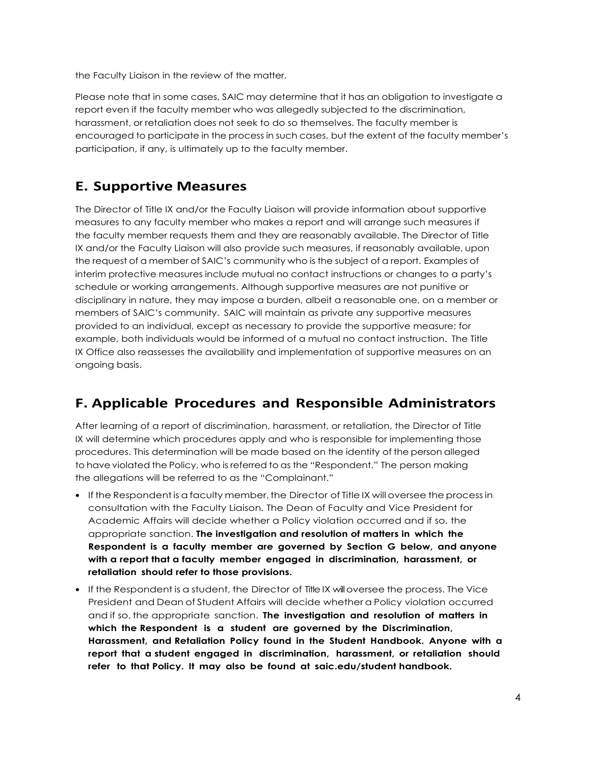the Faculty Liaison in the review of the matter.

Please note that in some cases, SAIC may determine that it has an obligation to investigate a report even if the faculty member who was allegedly subjected to the discrimination, harassment, or retaliation does not seek to do so themselves. The faculty member is encouraged to participate in the process in such cases, but the extent of the faculty member's participation, if any, is ultimately up to the faculty member.

## E. Supportive Measures

The Director of Title IX and/or the Faculty Liaison will provide information about supportive measures to any faculty member who makes a report and will arrange such measures if the faculty member requests them and they are reasonably available. The Director of Title IX and/or the Faculty Liaison will also provide such measures, if reasonably available, upon the request of a member of SAIC's community who is the subject of a report. Examples of interim protective measures include mutual no contact instructions or changes to a party's schedule or working arrangements. Although supportive measures are not punitive or disciplinary in nature, they may impose a burden, albeit a reasonable one, on a member or members of SAIC's community. SAIC will maintain as private any supportive measures provided to an individual, except as necessary to provide the supportive measure; for example, both individuals would be informed of a mutual no contact instruction. The Title IX Office also reassesses the availability and implementation of supportive measures on an ongoing basis.

## F. Applicable Procedures and Responsible Administrators

After learning of a report of discrimination, harassment, or retaliation, the Director of Title IX will determine which procedures apply and who is responsible for implementing those procedures. This determination will be made based on the identity of the person alleged to have violated the Policy, who is referred to as the "Respondent." The person making the allegations will be referred to as the "Complainant."

- If the Respondent is a faculty member, the Director of Title IX will oversee the process in consultation with the Faculty Liaison. The Dean of Faculty and Vice President for Academic Affairs will decide whether a Policy violation occurred and if so, the appropriate sanction. **The investigation and resolution of matters in which the Respondent is a faculty member are governed by Section G below, and anyone with a report that a faculty member engaged in discrimination, harassment, or retaliation should refer to those provisions.**
- If the Respondent is a student, the Director of Title IX will oversee the process. The Vice President and Dean of Student Affairs will decide whether a Policy violation occurred and if so, the appropriate sanction. **The investigation and resolution of matters in which the Respondent is a student are governed by the Discrimination, Harassment, and Retaliation Policy found in the Student Handbook. Anyone with a report that a student engaged in discrimination, harassment, or retaliation should refer to that Policy. It may also be found at saic.edu/student handbook.**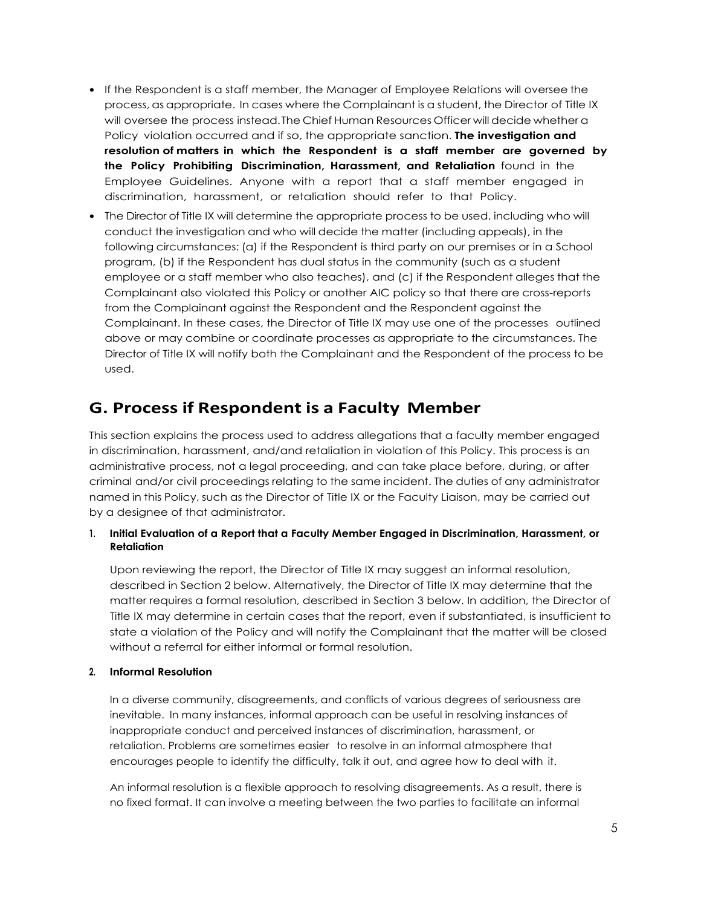- If the Respondent is a staff member, the Manager of Employee Relations will oversee the process, as appropriate. In cases where the Complainant is a student, the Director of Title IX will oversee the process instead. The Chief Human Resources Officer will decide whether a Policy violation occurred and if so, the appropriate sanction. **The investigation and resolution of matters in which the Respondent is a staff member are governed by the Policy Prohibiting Discrimination, Harassment, and Retaliation** found in the Employee Guidelines. Anyone with a report that a staff member engaged in discrimination, harassment, or retaliation should refer to that Policy.
- The Director of Title IX will determine the appropriate process to be used, including who will conduct the investigation and who will decide the matter (including appeals), in the following circumstances: (a) if the Respondent is third party on our premises or in a School program, (b) if the Respondent has dual status in the community (such as a student employee or a staff member who also teaches), and (c) if the Respondent alleges that the Complainant also violated this Policy or another AIC policy so that there are cross-reports from the Complainant against the Respondent and the Respondent against the Complainant. In these cases, the Director of Title IX may use one of the processes outlined above or may combine or coordinate processes as appropriate to the circumstances. The Director of Title IX will notify both the Complainant and the Respondent of the process to be used.

## G. Process if Respondent is a Faculty Member

This section explains the process used to address allegations that a faculty member engaged in discrimination, harassment, and/and retaliation in violation of this Policy. This process is an administrative process, not a legal proceeding, and can take place before, during, or after criminal and/or civil proceedings relating to the same incident. The duties of any administrator named in this Policy, such as the Director of Title IX or the Faculty Liaison, may be carried out by a designee of that administrator.

### 1. Initial Evaluation of a Report that a Faculty Member Engaged in Discrimination, Harassment, or Retaliation

Upon reviewing the report, the Director of Title IX may suggest an informal resolution, described in Section 2 below. Alternatively, the Director of Title IX may determine that the matter requires a formal resolution, described in Section 3 below. In addition, the Director of Title IX may determine in certain cases that the report, even if substantiated, is insufficient to state a violation of the Policy and will notify the Complainant that the matter will be closed without a referral for either informal or formal resolution.

### 2. Informal Resolution

In a diverse community, disagreements, and conflicts of various degrees of seriousness are inevitable. In many instances, informal approach can be useful in resolving instances of inappropriate conduct and perceived instances of discrimination, harassment, or retaliation. Problems are sometimes easier to resolve in an informal atmosphere that encourages people to identify the difficulty, talk it out, and agree how to deal with it.

An informal resolution is a flexible approach to resolving disagreements. As a result, there is no fixed format. It can involve a meeting between the two parties to facilitate an informal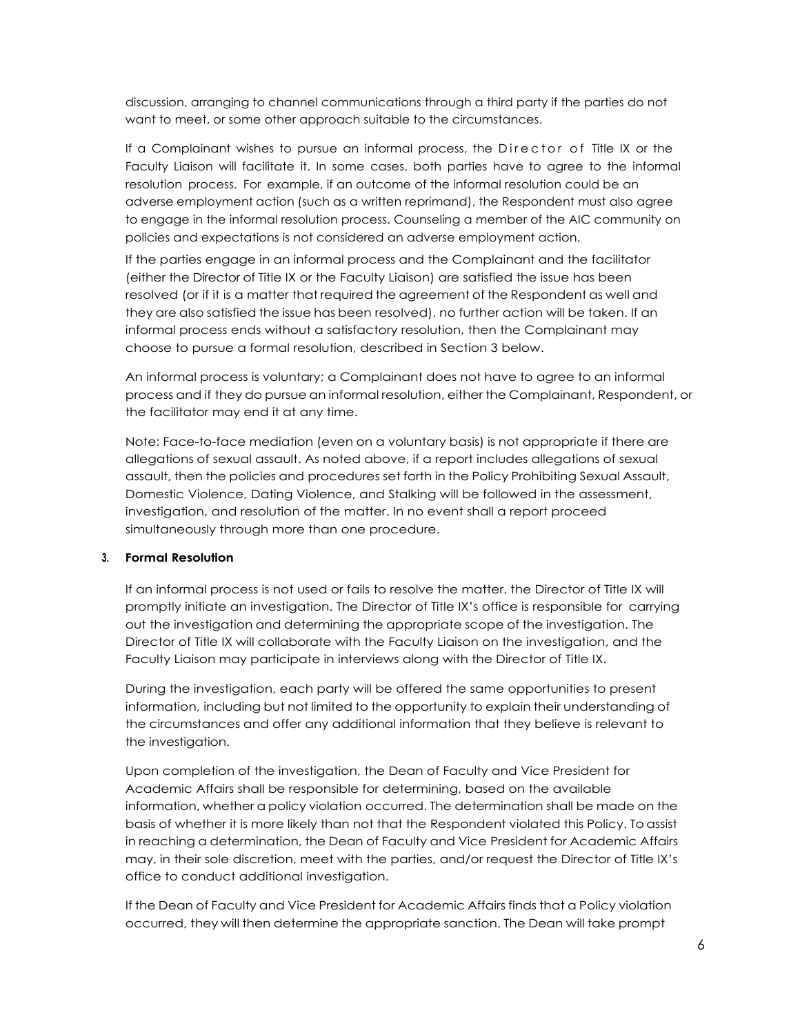discussion, arranging to channel communications through a third party if the parties do not want to meet, or some other approach suitable to the circumstances.

If a Complainant wishes to pursue an informal process, the Director of Title IX or the Faculty Liaison will facilitate it. In some cases, both parties have to agree to the informal resolution process. For example, if an outcome of the informal resolution could be an adverse employment action (such as a written reprimand), the Respondent must also agree to engage in the informal resolution process. Counseling a member of the AIC community on policies and expectations is not considered an adverse employment action.

If the parties engage in an informal process and the Complainant and the facilitator (either the Director of Title IX or the Faculty Liaison) are satisfied the issue has been resolved (or if it is a matter that required the agreement of the Respondent as well and they are also satisfied the issue has been resolved), no further action will be taken. If an informal process ends without a satisfactory resolution, then the Complainant may choose to pursue a formal resolution, described in Section 3 below.

An informal process is voluntary; a Complainant does not have to agree to an informal process and if they do pursue an informal resolution, either the Complainant, Respondent, or the facilitator may end it at any time.

Note: Face-to-face mediation (even on a voluntary basis) is not appropriate if there are allegations of sexual assault. As noted above, if a report includes allegations of sexual assault, then the policies and procedures set forth in the Policy Prohibiting Sexual Assault, Domestic Violence, Dating Violence, and Stalking will be followed in the assessment, investigation, and resolution of the matter. In no event shall a report proceed simultaneously through more than one procedure.

3. **Formal Resolution**

If an informal process is not used or fails to resolve the matter, the Director of Title IX will promptly initiate an investigation. The Director of Title IX's office is responsible for carrying out the investigation and determining the appropriate scope of the investigation. The Director of Title IX will collaborate with the Faculty Liaison on the investigation, and the Faculty Liaison may participate in interviews along with the Director of Title IX.

During the investigation, each party will be offered the same opportunities to present information, including but not limited to the opportunity to explain their understanding of the circumstances and offer any additional information that they believe is relevant to the investigation.

Upon completion of the investigation, the Dean of Faculty and Vice President for Academic Affairs shall be responsible for determining, based on the available information, whether a policy violation occurred. The determination shall be made on the basis of whether it is more likely than not that the Respondent violated this Policy. To assist in reaching a determination, the Dean of Faculty and Vice President for Academic Affairs may, in their sole discretion, meet with the parties, and/or request the Director of Title IX's office to conduct additional investigation.

If the Dean of Faculty and Vice President for Academic Affairs finds that a Policy violation occurred, they will then determine the appropriate sanction. The Dean will take prompt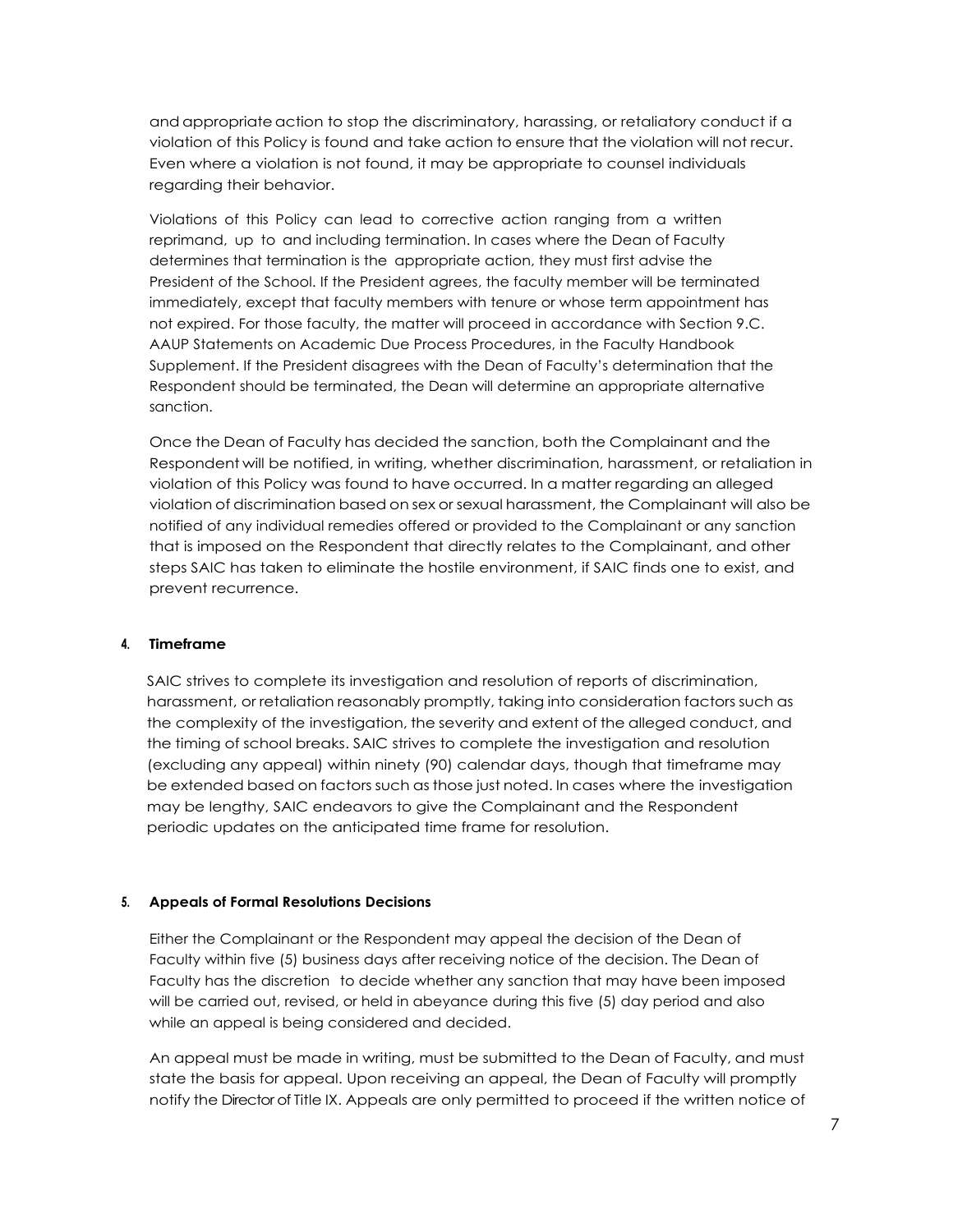and appropriate action to stop the discriminatory, harassing, or retaliatory conduct if a violation of this Policy is found and take action to ensure that the violation will not recur. Even where a violation is not found, it may be appropriate to counsel individuals regarding their behavior.

Violations of this Policy can lead to corrective action ranging from a written reprimand, up to and including termination. In cases where the Dean of Faculty determines that termination is the appropriate action, they must first advise the President of the School. If the President agrees, the faculty member will be terminated immediately, except that faculty members with tenure or whose term appointment has not expired. For those faculty, the matter will proceed in accordance with Section 9.C. AAUP Statements on Academic Due Process Procedures, in the Faculty Handbook Supplement. If the President disagrees with the Dean of Faculty's determination that the Respondent should be terminated, the Dean will determine an appropriate alternative sanction.

Once the Dean of Faculty has decided the sanction, both the Complainant and the Respondent will be notified, in writing, whether discrimination, harassment, or retaliation in violation of this Policy was found to have occurred. In a matter regarding an alleged violation of discrimination based on sex or sexual harassment, the Complainant will also be notified of any individual remedies offered or provided to the Complainant or any sanction that is imposed on the Respondent that directly relates to the Complainant, and other steps SAIC has taken to eliminate the hostile environment, if SAIC finds one to exist, and prevent recurrence.

#### 4. Timeframe

SAIC strives to complete its investigation and resolution of reports of discrimination, harassment, or retaliation reasonably promptly, taking into consideration factors such as the complexity of the investigation, the severity and extent of the alleged conduct, and the timing of school breaks. SAIC strives to complete the investigation and resolution (excluding any appeal) within ninety (90) calendar days, though that timeframe may be extended based on factors such as those just noted. In cases where the investigation may be lengthy, SAIC endeavors to give the Complainant and the Respondent periodic updates on the anticipated time frame for resolution.

#### 5. Appeals of Formal Resolutions Decisions

Either the Complainant or the Respondent may appeal the decision of the Dean of Faculty within five (5) business days after receiving notice of the decision. The Dean of Faculty has the discretion to decide whether any sanction that may have been imposed will be carried out, revised, or held in abeyance during this five (5) day period and also while an appeal is being considered and decided.

An appeal must be made in writing, must be submitted to the Dean of Faculty, and must state the basis for appeal. Upon receiving an appeal, the Dean of Faculty will promptly notify the Director of Title IX. Appeals are only permitted to proceed if the written notice of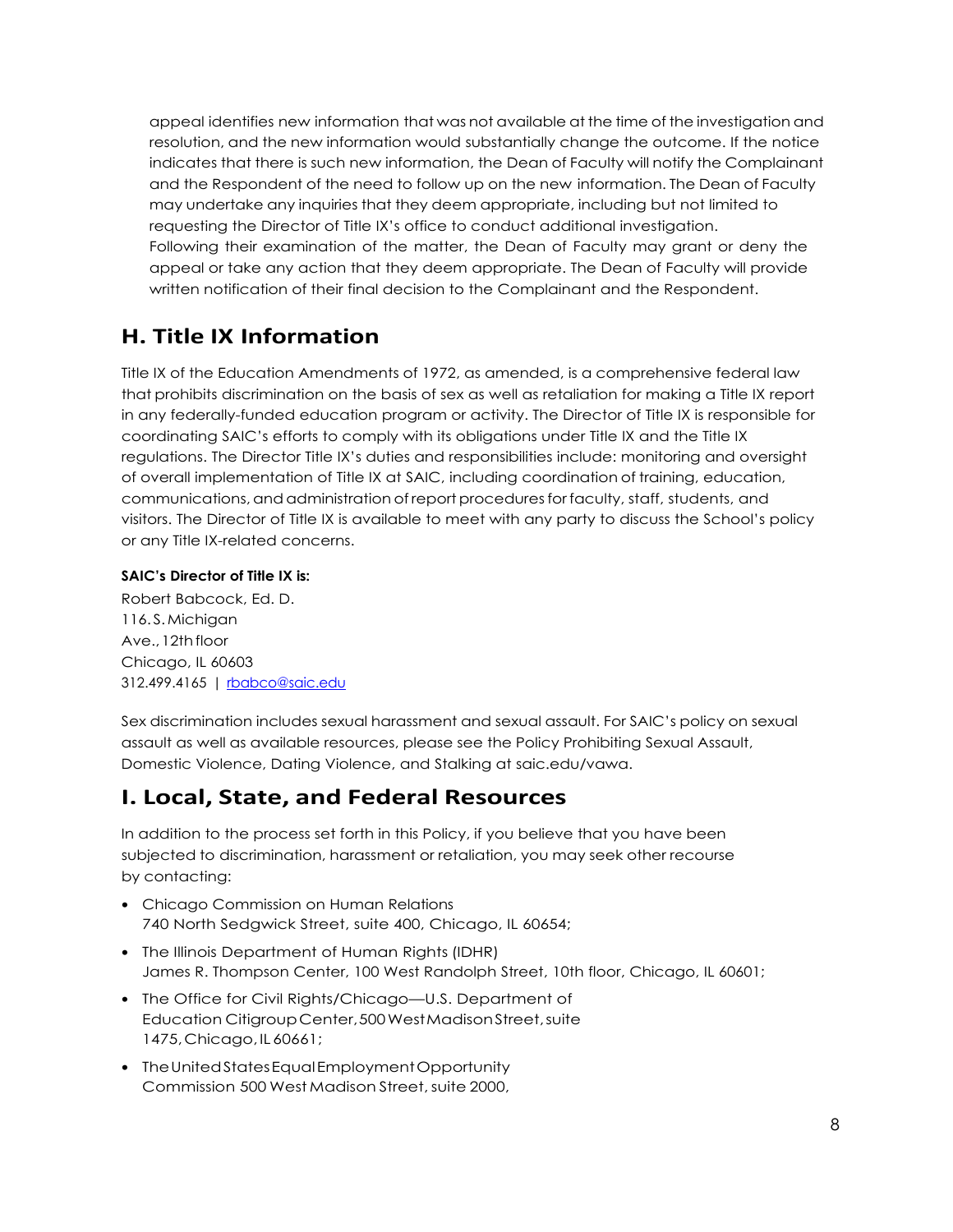appeal identifies new information that was not available at the time of the investigation and resolution, and the new information would substantially change the outcome. If the notice indicates that there is such new information, the Dean of Faculty will notify the Complainant and the Respondent of the need to follow up on the new information. The Dean of Faculty may undertake any inquiries that they deem appropriate, including but not limited to requesting the Director of Title IX's office to conduct additional investigation.
Following their examination of the matter, the Dean of Faculty may grant or deny the appeal or take any action that they deem appropriate. The Dean of Faculty will provide written notification of their final decision to the Complainant and the Respondent.

## H. Title IX Information

Title IX of the Education Amendments of 1972, as amended, is a comprehensive federal law that prohibits discrimination on the basis of sex as well as retaliation for making a Title IX report in any federally-funded education program or activity. The Director of Title IX is responsible for coordinating SAIC's efforts to comply with its obligations under Title IX and the Title IX regulations. The Director Title IX's duties and responsibilities include: monitoring and oversight of overall implementation of Title IX at SAIC, including coordination of training, education, communications, and administration of report procedures for faculty, staff, students, and visitors. The Director of Title IX is available to meet with any party to discuss the School's policy or any Title IX-related concerns.

**SAIC's Director of Title IX is:**
Robert Babcock, Ed. D.
116. S. Michigan
Ave., 12th floor
Chicago, IL 60603
312.499.4165 | rbabco@saic.edu

Sex discrimination includes sexual harassment and sexual assault. For SAIC's policy on sexual assault as well as available resources, please see the Policy Prohibiting Sexual Assault, Domestic Violence, Dating Violence, and Stalking at saic.edu/vawa.

## I. Local, State, and Federal Resources

In addition to the process set forth in this Policy, if you believe that you have been subjected to discrimination, harassment or retaliation, you may seek other recourse by contacting:

- Chicago Commission on Human Relations
  740 North Sedgwick Street, suite 400, Chicago, IL 60654;
- The Illinois Department of Human Rights (IDHR)
  James R. Thompson Center, 100 West Randolph Street, 10th floor, Chicago, IL 60601;
- The Office for Civil Rights/Chicago—U.S. Department of Education Citigroup Center, 500 West Madison Street, suite 1475, Chicago, IL 60661;
- The United States Equal Employment Opportunity Commission 500 West Madison Street, suite 2000,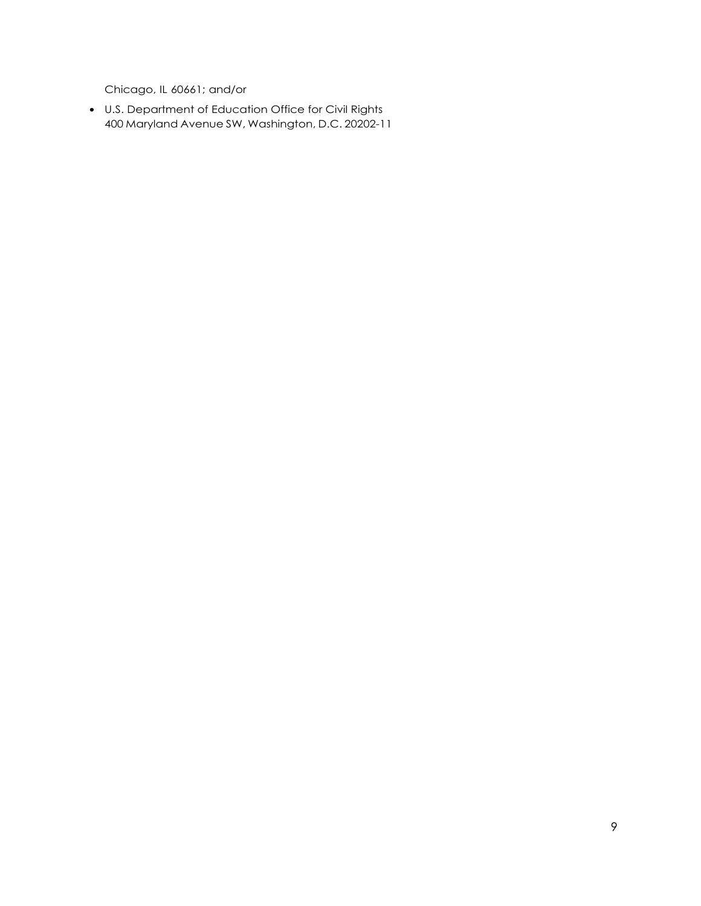Chicago, IL 60661; and/or

- U.S. Department of Education Office for Civil Rights
400 Maryland Avenue SW, Washington, D.C. 20202-11